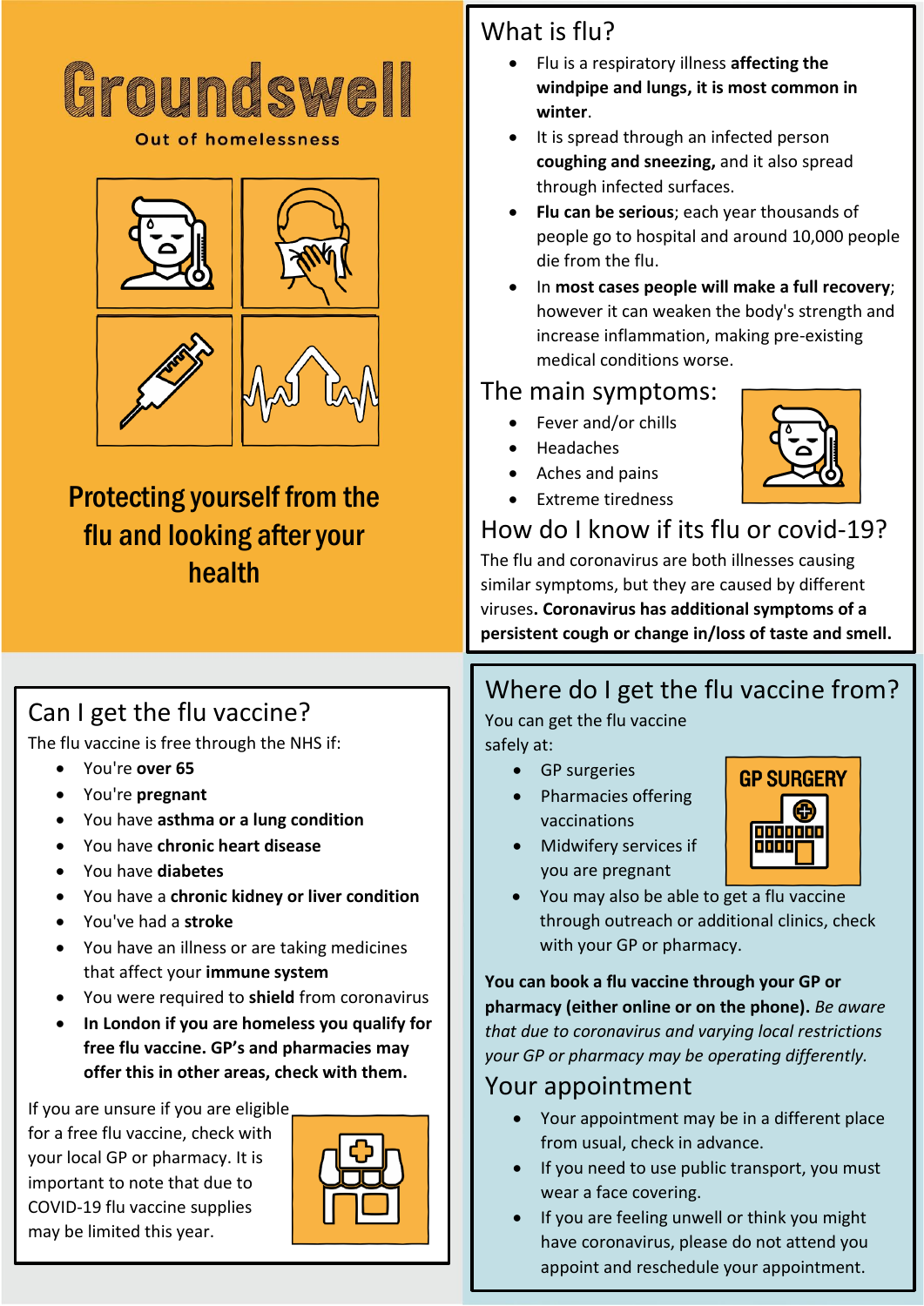# Groundswell

Out of homelessness

## Protecting yourself from the flu and looking after your health

## What is flu?

- Flu is a respiratory illness **affecting the windpipe and lungs, it is most common in winter**.
- It is spread through an infected person **coughing and sneezing,** and it also spread through infected surfaces.
- **Flu can be serious**; each year thousands of people go to hospital and around 10,000 people die from the flu.
- In **most cases people will make a full recovery**; however it can weaken the body's strength and increase inflammation, making pre-existing medical conditions worse.

## The main symptoms:

- Fever and/or chills
- Headaches
- Aches and pains
- Extreme tiredness

## How do I know if its flu or covid-19?

The flu and coronavirus are both illnesses causing similar symptoms, but they are caused by different viruses**. Coronavirus has additional symptoms of a persistent cough or change in/loss of taste and smell.**

## Can I get the flu vaccine?

The flu vaccine is free through the NHS if:

- You're **over 65**
- You're **pregnant**
- You have **asthma or a lung condition**
- You have **chronic heart disease**
- You have **diabetes**
- You have a **chronic kidney or liver condition**
- You've had a **stroke**
- You have an illness or are taking medicines that affect your **immune system**
- You were required to **shield** from coronavirus
- **In London if you are homeless you qualify for free flu vaccine. GP's and pharmacies may offer this in other areas, check with them.**

If you are unsure if you are eligible for a free flu vaccine, check with your local GP or pharmacy. It is important to note that due to COVID-19 flu vaccine supplies may be limited this year.

## Where do I get the flu vaccine from?

You can get the flu vaccine safely at:

- GP surgeries
- Pharmacies offering vaccinations
- Midwifery services if you are pregnant
- You may also be able to get a flu vaccine through outreach or additional clinics, check with your GP or pharmacy.

GP SURGERY

**You can book a flu vaccine through your GP or pharmacy (either online or on the phone).** *Be aware that due to coronavirus and varying local restrictions your GP or pharmacy may be operating differently.*

## Your appointment

- Your appointment may be in a different place from usual, check in advance.
- If you need to use public transport, you must wear a face covering.
- If you are feeling unwell or think you might have coronavirus, please do not attend you appoint and reschedule your appointment.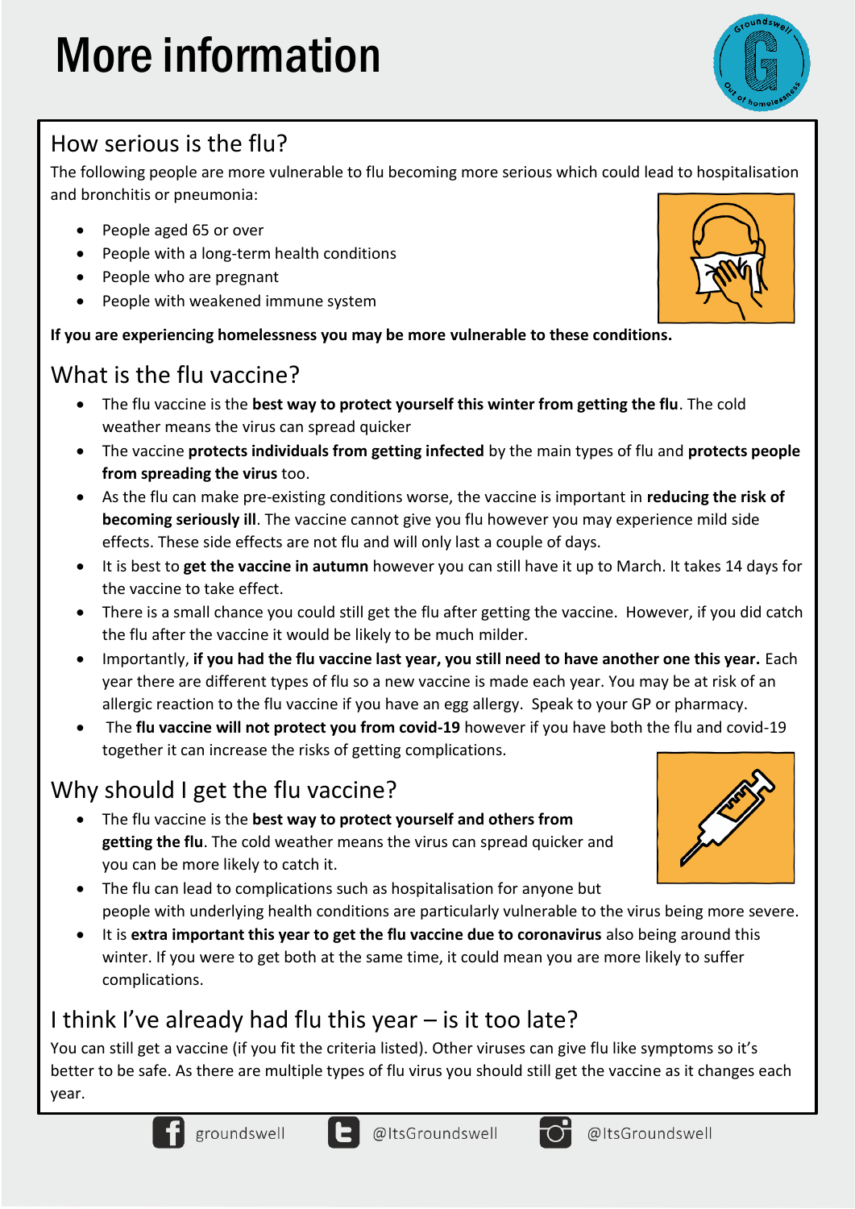# More information

## How serious is the flu?

The following people are more vulnerable to flu becoming more serious which could lead to hospitalisation and bronchitis or pneumonia:

- People aged 65 or over
- People with a long-term health conditions
- People who are pregnant
- People with weakened immune system

**If you are experiencing homelessness you may be more vulnerable to these conditions.**

## What is the flu vaccine?

- The flu vaccine is the **best way to protect yourself this winter from getting the flu**. The cold weather means the virus can spread quicker
- The vaccine **protects individuals from getting infected** by the main types of flu and **protects people from spreading the virus** too.
- As the flu can make pre-existing conditions worse, the vaccine is important in **reducing the risk of becoming seriously ill**. The vaccine cannot give you flu however you may experience mild side effects. These side effects are not flu and will only last a couple of days.
- It is best to **get the vaccine in autumn** however you can still have it up to March. It takes 14 days for the vaccine to take effect.
- There is a small chance you could still get the flu after getting the vaccine. However, if you did catch the flu after the vaccine it would be likely to be much milder.
- Importantly, **if you had the flu vaccine last year, you still need to have another one this year.** Each year there are different types of flu so a new vaccine is made each year. You may be at risk of an allergic reaction to the flu vaccine if you have an egg allergy. Speak to your GP or pharmacy.
- The **flu vaccine will not protect you from covid-19** however if you have both the flu and covid-19 together it can increase the risks of getting complications.

## Why should I get the flu vaccine?

- The flu vaccine is the **best way to protect yourself and others from getting the flu**. The cold weather means the virus can spread quicker and you can be more likely to catch it.
- The flu can lead to complications such as hospitalisation for anyone but people with underlying health conditions are particularly vulnerable to the virus being more severe.
- It is **extra important this year to get the flu vaccine due to coronavirus** also being around this winter. If you were to get both at the same time, it could mean you are more likely to suffer complications.

## I think I've already had flu this year – is it too late?

You can still get a vaccine (if you fit the criteria listed). Other viruses can give flu like symptoms so it's better to be safe. As there are multiple types of flu virus you should still get the vaccine as it changes each year.

groundswell @ItsGroundswell @ItsGroundswell